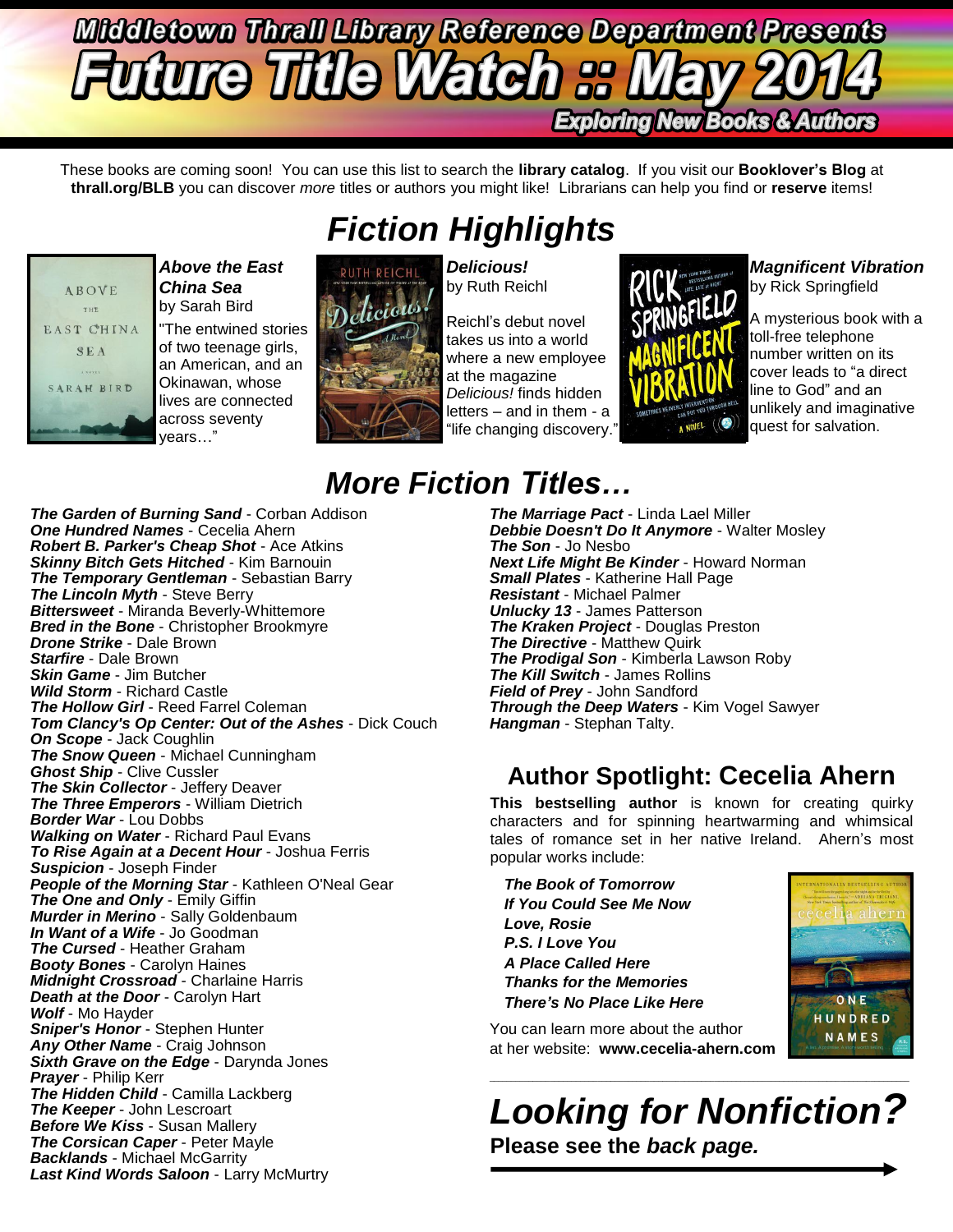# Middletown Thrall Library Reference Department Presents

# Future Title Watch :: May 2014

**Exploring New Books & Authors**

These books are coming soon! You can use this list to search the **library catalog**. If you visit our **Booklover's Blog** at **thrall.org/BLB** you can discover *more* titles or authors you might like! Librarians can help you find or **reserve** items!

## Fiction Highlights

***Above the East China Sea***
by Sarah Bird

"The entwined stories of two teenage girls, an American, and an Okinawan, whose lives are connected across seventy years…"

***Delicious!***
by Ruth Reichl

Reichl's debut novel takes us into a world where a new employee at the magazine *Delicious!* finds hidden letters – and in them - a "life changing discovery."

***Magnificent Vibration***
by Rick Springfield

A mysterious book with a toll-free telephone number written on its cover leads to "a direct line to God" and an unlikely and imaginative quest for salvation.

## More Fiction Titles…

***The Garden of Burning Sand*** - Corban Addison
***One Hundred Names*** - Cecelia Ahern
***Robert B. Parker's Cheap Shot*** - Ace Atkins
***Skinny Bitch Gets Hitched*** - Kim Barnouin
***The Temporary Gentleman*** - Sebastian Barry
***The Lincoln Myth*** - Steve Berry
***Bittersweet*** - Miranda Beverly-Whittemore
***Bred in the Bone*** - Christopher Brookmyre
***Drone Strike*** - Dale Brown
***Starfire*** - Dale Brown
***Skin Game*** - Jim Butcher
***Wild Storm*** - Richard Castle
***The Hollow Girl*** - Reed Farrel Coleman
***Tom Clancy's Op Center: Out of the Ashes*** - Dick Couch
***On Scope*** - Jack Coughlin
***The Snow Queen*** - Michael Cunningham
***Ghost Ship*** - Clive Cussler
***The Skin Collector*** - Jeffery Deaver
***The Three Emperors*** - William Dietrich
***Border War*** - Lou Dobbs
***Walking on Water*** - Richard Paul Evans
***To Rise Again at a Decent Hour*** - Joshua Ferris
***Suspicion*** - Joseph Finder
***People of the Morning Star*** - Kathleen O'Neal Gear
***The One and Only*** - Emily Giffin
***Murder in Merino*** - Sally Goldenbaum
***In Want of a Wife*** - Jo Goodman
***The Cursed*** - Heather Graham
***Booty Bones*** - Carolyn Haines
***Midnight Crossroad*** - Charlaine Harris
***Death at the Door*** - Carolyn Hart
***Wolf*** - Mo Hayder
***Sniper's Honor*** - Stephen Hunter
***Any Other Name*** - Craig Johnson
***Sixth Grave on the Edge*** - Darynda Jones
***Prayer*** - Philip Kerr
***The Hidden Child*** - Camilla Lackberg
***The Keeper*** - John Lescroart
***Before We Kiss*** - Susan Mallery
***The Corsican Caper*** - Peter Mayle
***Backlands*** - Michael McGarrity
***Last Kind Words Saloon*** - Larry McMurtry
***The Marriage Pact*** - Linda Lael Miller
***Debbie Doesn't Do It Anymore*** - Walter Mosley
***The Son*** - Jo Nesbo
***Next Life Might Be Kinder*** - Howard Norman
***Small Plates*** - Katherine Hall Page
***Resistant*** - Michael Palmer
***Unlucky 13*** - James Patterson
***The Kraken Project*** - Douglas Preston
***The Directive*** - Matthew Quirk
***The Prodigal Son*** - Kimberla Lawson Roby
***The Kill Switch*** - James Rollins
***Field of Prey*** - John Sandford
***Through the Deep Waters*** - Kim Vogel Sawyer
***Hangman*** - Stephan Talty.

## Author Spotlight: Cecelia Ahern

**This bestselling author** is known for creating quirky characters and for spinning heartwarming and whimsical tales of romance set in her native Ireland. Ahern's most popular works include:

***The Book of Tomorrow***
***If You Could See Me Now***
***Love, Rosie***
***P.S. I Love You***
***A Place Called Here***
***Thanks for the Memories***
***There's No Place Like Here***

You can learn more about the author at her website: **www.cecelia-ahern.com**

## *Looking for Nonfiction?*

**Please see the *back page.***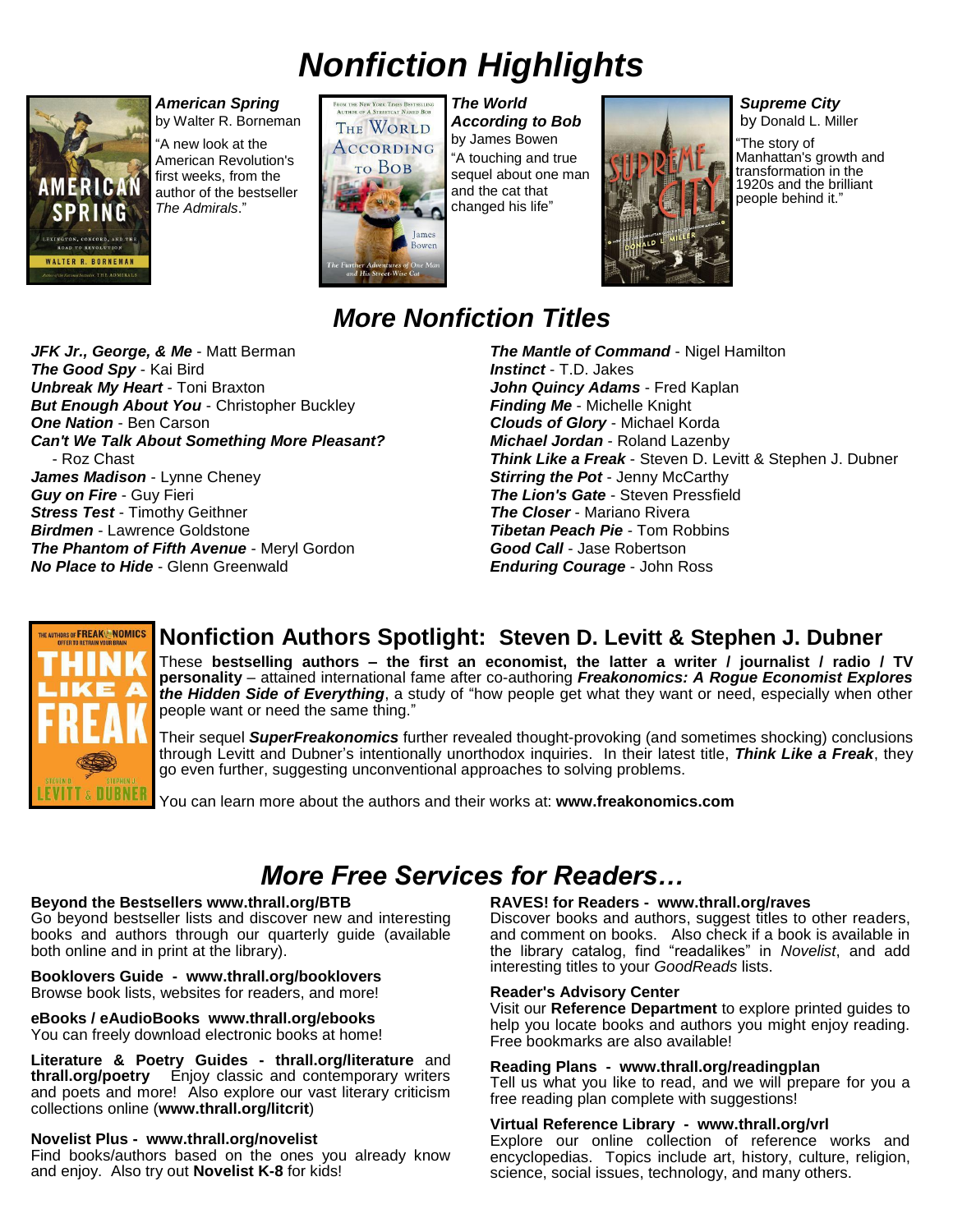# *Nonfiction Highlights*

***American Spring***
by Walter R. Borneman

"A new look at the American Revolution's first weeks, from the author of the bestseller *The Admirals*."

***The World According to Bob***
by James Bowen

"A touching and true sequel about one man and the cat that changed his life"

***Supreme City***
by Donald L. Miller

"The story of Manhattan's growth and transformation in the 1920s and the brilliant people behind it."

## *More Nonfiction Titles*

***JFK Jr., George, & Me*** - Matt Berman
***The Good Spy*** - Kai Bird
***Unbreak My Heart*** - Toni Braxton
***But Enough About You*** - Christopher Buckley
***One Nation*** - Ben Carson
***Can't We Talk About Something More Pleasant?*** - Roz Chast
***James Madison*** - Lynne Cheney
***Guy on Fire*** - Guy Fieri
***Stress Test*** - Timothy Geithner
***Birdmen*** - Lawrence Goldstone
***The Phantom of Fifth Avenue*** - Meryl Gordon
***No Place to Hide*** - Glenn Greenwald
***The Mantle of Command*** - Nigel Hamilton
***Instinct*** - T.D. Jakes
***John Quincy Adams*** - Fred Kaplan
***Finding Me*** - Michelle Knight
***Clouds of Glory*** - Michael Korda
***Michael Jordan*** - Roland Lazenby
***Think Like a Freak*** - Steven D. Levitt & Stephen J. Dubner
***Stirring the Pot*** - Jenny McCarthy
***The Lion's Gate*** - Steven Pressfield
***The Closer*** - Mariano Rivera
***Tibetan Peach Pie*** - Tom Robbins
***Good Call*** - Jase Robertson
***Enduring Courage*** - John Ross

## Nonfiction Authors Spotlight: Steven D. Levitt & Stephen J. Dubner

These **bestselling authors – the first an economist, the latter a writer / journalist / radio / TV personality** – attained international fame after co-authoring ***Freakonomics: A Rogue Economist Explores the Hidden Side of Everything***, a study of "how people get what they want or need, especially when other people want or need the same thing."

Their sequel ***SuperFreakonomics*** further revealed thought-provoking (and sometimes shocking) conclusions through Levitt and Dubner's intentionally unorthodox inquiries. In their latest title, ***Think Like a Freak***, they go even further, suggesting unconventional approaches to solving problems.

You can learn more about the authors and their works at: **www.freakonomics.com**

## *More Free Services for Readers…*

**Beyond the Bestsellers www.thrall.org/BTB**
Go beyond bestseller lists and discover new and interesting books and authors through our quarterly guide (available both online and in print at the library).

**Booklovers Guide - www.thrall.org/booklovers**
Browse book lists, websites for readers, and more!

**eBooks / eAudioBooks www.thrall.org/ebooks**
You can freely download electronic books at home!

**Literature & Poetry Guides - thrall.org/literature** and **thrall.org/poetry** Enjoy classic and contemporary writers and poets and more! Also explore our vast literary criticism collections online (**www.thrall.org/litcrit**)

**Novelist Plus - www.thrall.org/novelist**
Find books/authors based on the ones you already know and enjoy. Also try out **Novelist K-8** for kids!

**RAVES! for Readers - www.thrall.org/raves**
Discover books and authors, suggest titles to other readers, and comment on books. Also check if a book is available in the library catalog, find "readalikes" in *Novelist*, and add interesting titles to your *GoodReads* lists.

**Reader's Advisory Center**
Visit our **Reference Department** to explore printed guides to help you locate books and authors you might enjoy reading. Free bookmarks are also available!

**Reading Plans - www.thrall.org/readingplan**
Tell us what you like to read, and we will prepare for you a free reading plan complete with suggestions!

**Virtual Reference Library - www.thrall.org/vrl**
Explore our online collection of reference works and encyclopedias. Topics include art, history, culture, religion, science, social issues, technology, and many others.